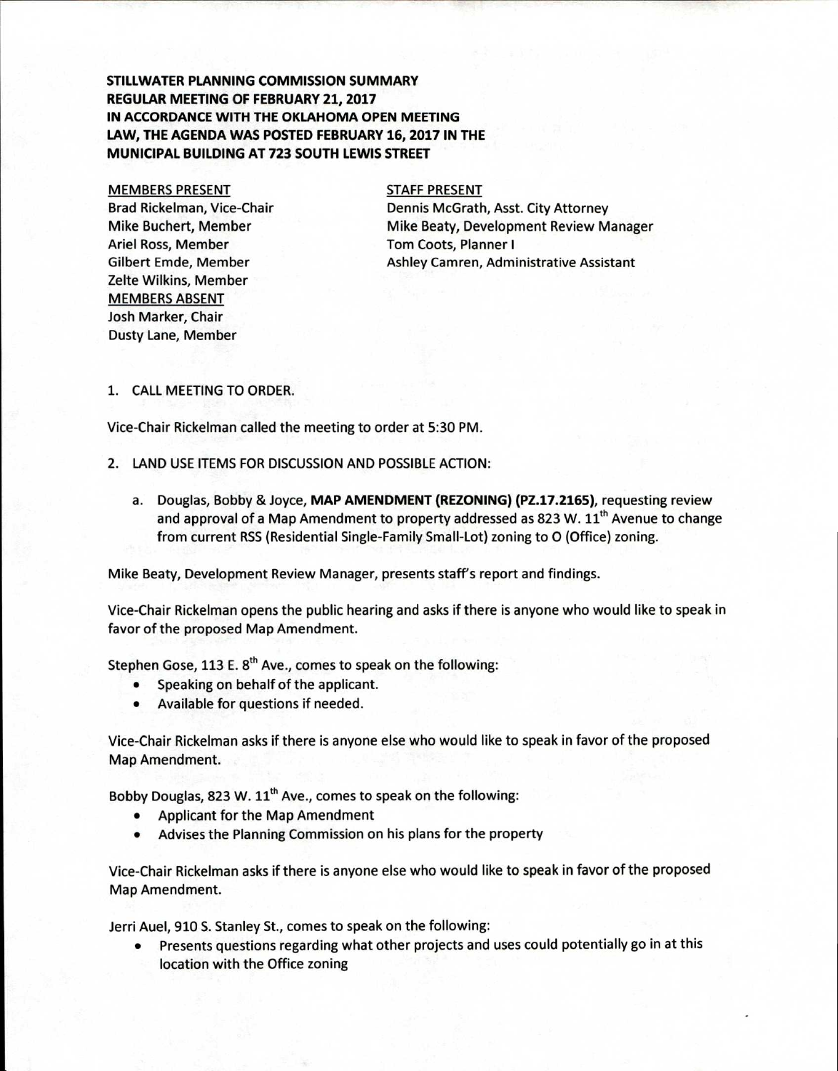**STILLWATER PLANNING COMMISSION SUMMARY**
**REGULAR MEETING OF FEBRUARY 21, 2017**
**IN ACCORDANCE WITH THE OKLAHOMA OPEN MEETING LAW, THE AGENDA WAS POSTED FEBRUARY 16, 2017 IN THE MUNICIPAL BUILDING AT 723 SOUTH LEWIS STREET**

MEMBERS PRESENT
Brad Rickelman, Vice-Chair
Mike Buchert, Member
Ariel Ross, Member
Gilbert Emde, Member
Zelte Wilkins, Member

MEMBERS ABSENT
Josh Marker, Chair
Dusty Lane, Member

STAFF PRESENT
Dennis McGrath, Asst. City Attorney
Mike Beaty, Development Review Manager
Tom Coots, Planner I
Ashley Camren, Administrative Assistant

1. CALL MEETING TO ORDER.

Vice-Chair Rickelman called the meeting to order at 5:30 PM.

2. LAND USE ITEMS FOR DISCUSSION AND POSSIBLE ACTION:

   a. Douglas, Bobby & Joyce, **MAP AMENDMENT (REZONING) (PZ.17.2165)**, requesting review and approval of a Map Amendment to property addressed as 823 W. 11th Avenue to change from current RSS (Residential Single-Family Small-Lot) zoning to O (Office) zoning.

Mike Beaty, Development Review Manager, presents staff's report and findings.

Vice-Chair Rickelman opens the public hearing and asks if there is anyone who would like to speak in favor of the proposed Map Amendment.

Stephen Gose, 113 E. 8th Ave., comes to speak on the following:

- Speaking on behalf of the applicant.
- Available for questions if needed.

Vice-Chair Rickelman asks if there is anyone else who would like to speak in favor of the proposed Map Amendment.

Bobby Douglas, 823 W. 11th Ave., comes to speak on the following:

- Applicant for the Map Amendment
- Advises the Planning Commission on his plans for the property

Vice-Chair Rickelman asks if there is anyone else who would like to speak in favor of the proposed Map Amendment.

Jerri Auel, 910 S. Stanley St., comes to speak on the following:

- Presents questions regarding what other projects and uses could potentially go in at this location with the Office zoning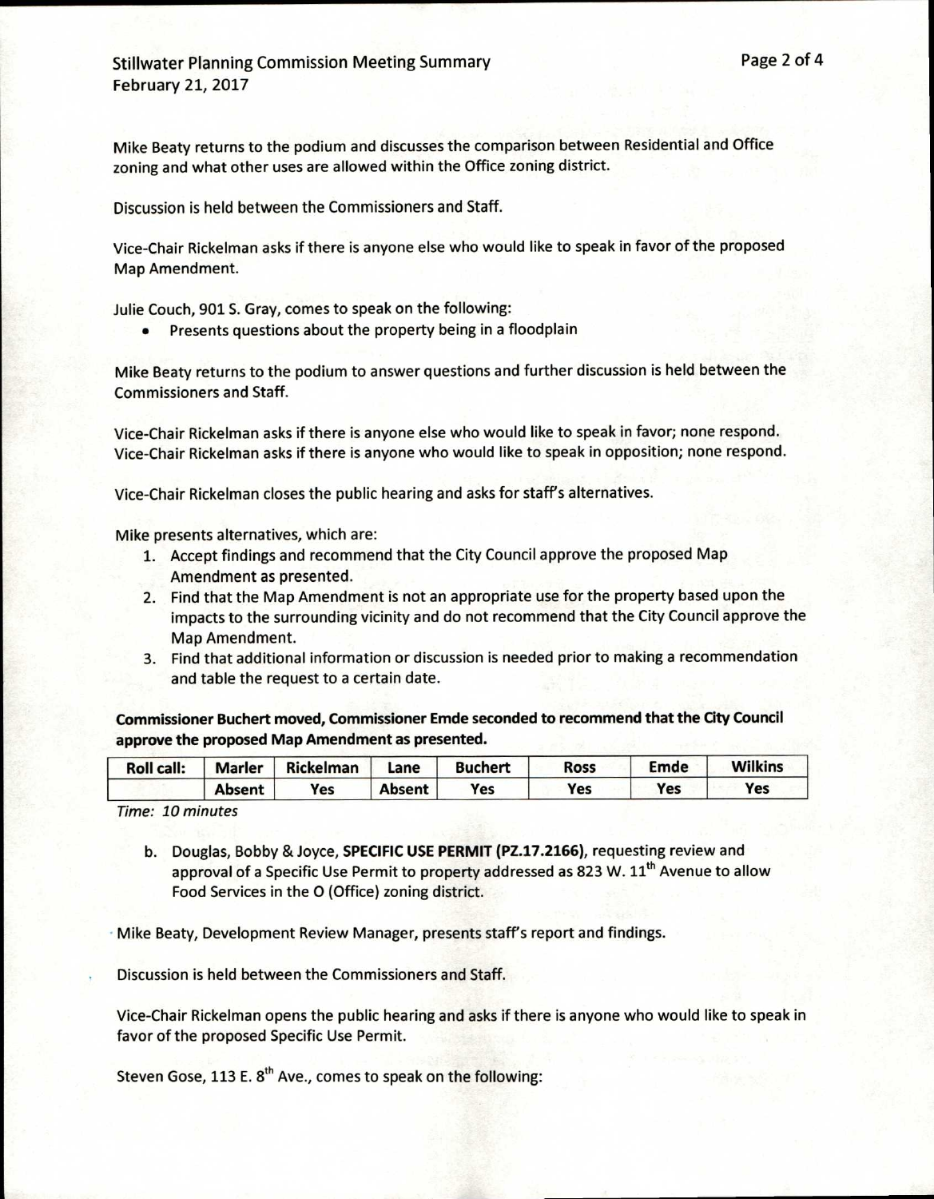Mike Beaty returns to the podium and discusses the comparison between Residential and Office zoning and what other uses are allowed within the Office zoning district.

Discussion is held between the Commissioners and Staff.

Vice-Chair Rickelman asks if there is anyone else who would like to speak in favor of the proposed Map Amendment.

Julie Couch, 901 S. Gray, comes to speak on the following:

- Presents questions about the property being in a floodplain

Mike Beaty returns to the podium to answer questions and further discussion is held between the Commissioners and Staff.

Vice-Chair Rickelman asks if there is anyone else who would like to speak in favor; none respond. Vice-Chair Rickelman asks if there is anyone who would like to speak in opposition; none respond.

Vice-Chair Rickelman closes the public hearing and asks for staff's alternatives.

Mike presents alternatives, which are:

1. Accept findings and recommend that the City Council approve the proposed Map Amendment as presented.
2. Find that the Map Amendment is not an appropriate use for the property based upon the impacts to the surrounding vicinity and do not recommend that the City Council approve the Map Amendment.
3. Find that additional information or discussion is needed prior to making a recommendation and table the request to a certain date.

**Commissioner Buchert moved, Commissioner Emde seconded to recommend that the City Council approve the proposed Map Amendment as presented.**

| Roll call: | Marler | Rickelman | Lane | Buchert | Ross | Emde | Wilkins |
|---|---|---|---|---|---|---|---|
| | Absent | Yes | Absent | Yes | Yes | Yes | Yes |

*Time: 10 minutes*

b. Douglas, Bobby & Joyce, **SPECIFIC USE PERMIT (PZ.17.2166)**, requesting review and approval of a Specific Use Permit to property addressed as 823 W. 11th Avenue to allow Food Services in the O (Office) zoning district.

Mike Beaty, Development Review Manager, presents staff's report and findings.

Discussion is held between the Commissioners and Staff.

Vice-Chair Rickelman opens the public hearing and asks if there is anyone who would like to speak in favor of the proposed Specific Use Permit.

Steven Gose, 113 E. 8th Ave., comes to speak on the following: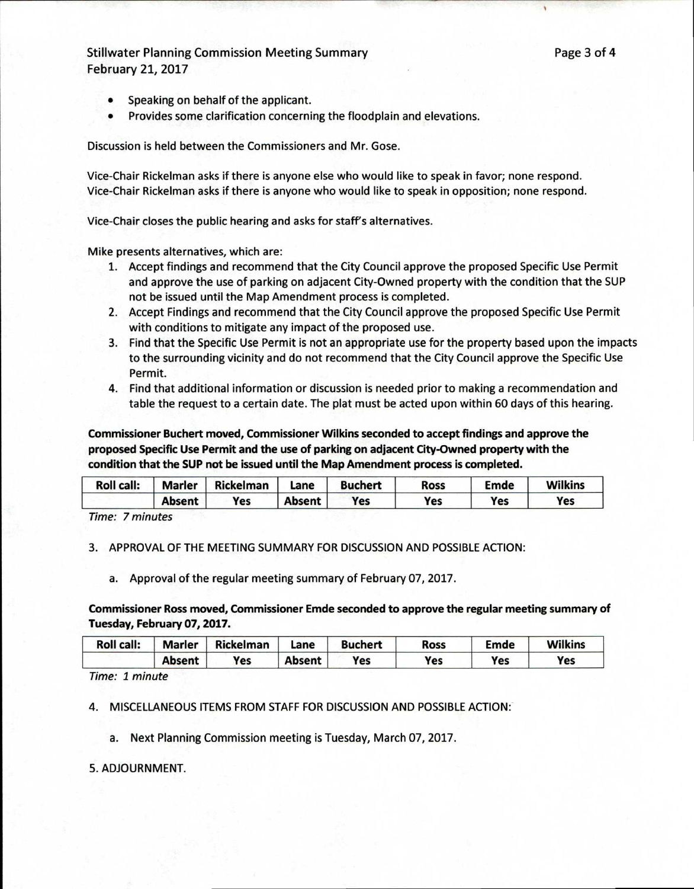- Speaking on behalf of the applicant.
- Provides some clarification concerning the floodplain and elevations.

Discussion is held between the Commissioners and Mr. Gose.

Vice-Chair Rickelman asks if there is anyone else who would like to speak in favor; none respond.
Vice-Chair Rickelman asks if there is anyone who would like to speak in opposition; none respond.

Vice-Chair closes the public hearing and asks for staff's alternatives.

Mike presents alternatives, which are:

1. Accept findings and recommend that the City Council approve the proposed Specific Use Permit and approve the use of parking on adjacent City-Owned property with the condition that the SUP not be issued until the Map Amendment process is completed.
2. Accept Findings and recommend that the City Council approve the proposed Specific Use Permit with conditions to mitigate any impact of the proposed use.
3. Find that the Specific Use Permit is not an appropriate use for the property based upon the impacts to the surrounding vicinity and do not recommend that the City Council approve the Specific Use Permit.
4. Find that additional information or discussion is needed prior to making a recommendation and table the request to a certain date. The plat must be acted upon within 60 days of this hearing.

**Commissioner Buchert moved, Commissioner Wilkins seconded to accept findings and approve the proposed Specific Use Permit and the use of parking on adjacent City-Owned property with the condition that the SUP not be issued until the Map Amendment process is completed.**

| Roll call: | Marler | Rickelman | Lane | Buchert | Ross | Emde | Wilkins |
|---|---|---|---|---|---|---|---|
| | Absent | Yes | Absent | Yes | Yes | Yes | Yes |

*Time: 7 minutes*

3. APPROVAL OF THE MEETING SUMMARY FOR DISCUSSION AND POSSIBLE ACTION:

   a. Approval of the regular meeting summary of February 07, 2017.

**Commissioner Ross moved, Commissioner Emde seconded to approve the regular meeting summary of Tuesday, February 07, 2017.**

| Roll call: | Marler | Rickelman | Lane | Buchert | Ross | Emde | Wilkins |
|---|---|---|---|---|---|---|---|
| | Absent | Yes | Absent | Yes | Yes | Yes | Yes |

*Time: 1 minute*

4. MISCELLANEOUS ITEMS FROM STAFF FOR DISCUSSION AND POSSIBLE ACTION:

   a. Next Planning Commission meeting is Tuesday, March 07, 2017.

5. ADJOURNMENT.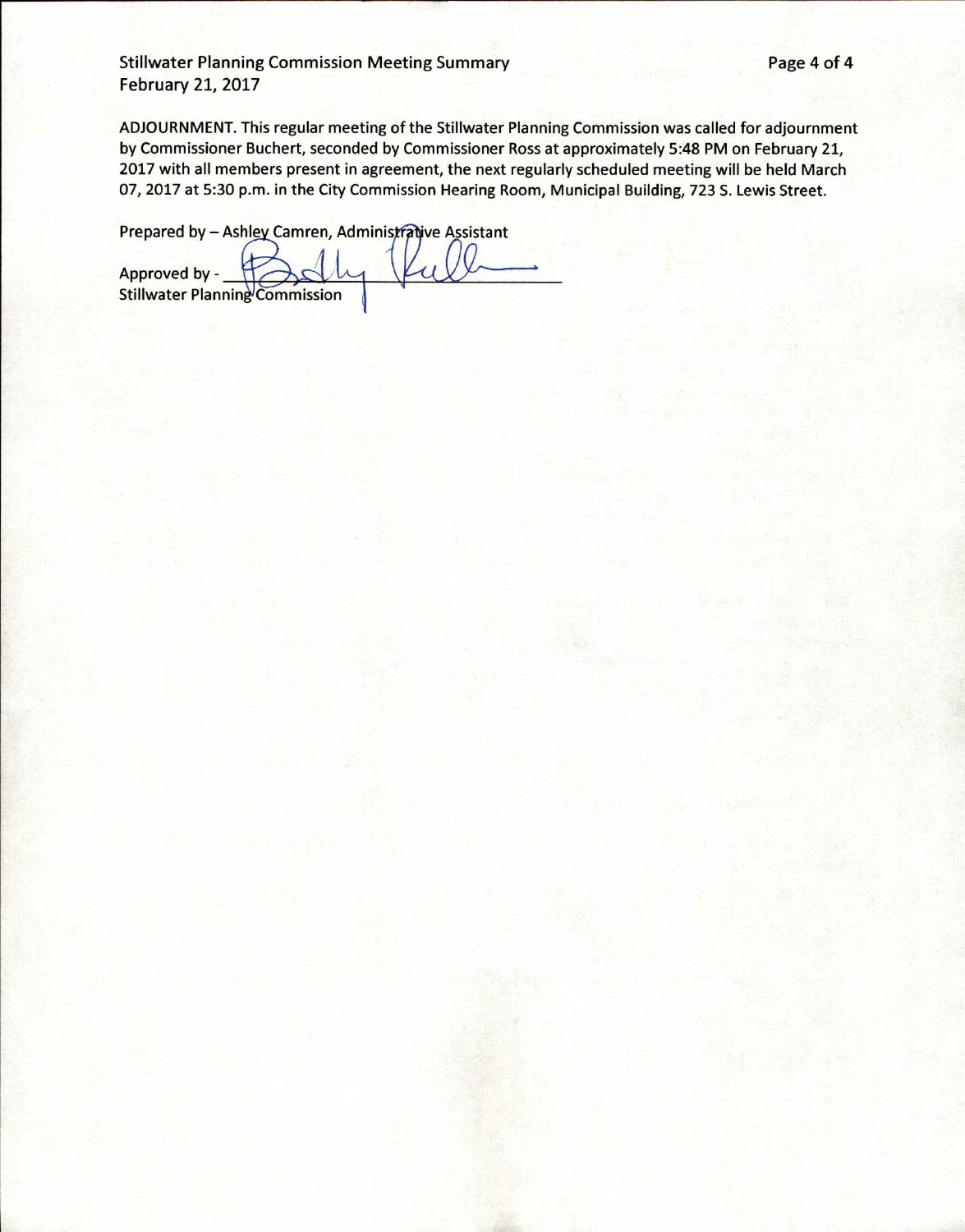ADJOURNMENT. This regular meeting of the Stillwater Planning Commission was called for adjournment by Commissioner Buchert, seconded by Commissioner Ross at approximately 5:48 PM on February 21, 2017 with all members present in agreement, the next regularly scheduled meeting will be held March 07, 2017 at 5:30 p.m. in the City Commission Hearing Room, Municipal Building, 723 S. Lewis Street.

Prepared by – Ashley Camren, Administrative Assistant

Approved by - ______________________________
Stillwater Planning Commission